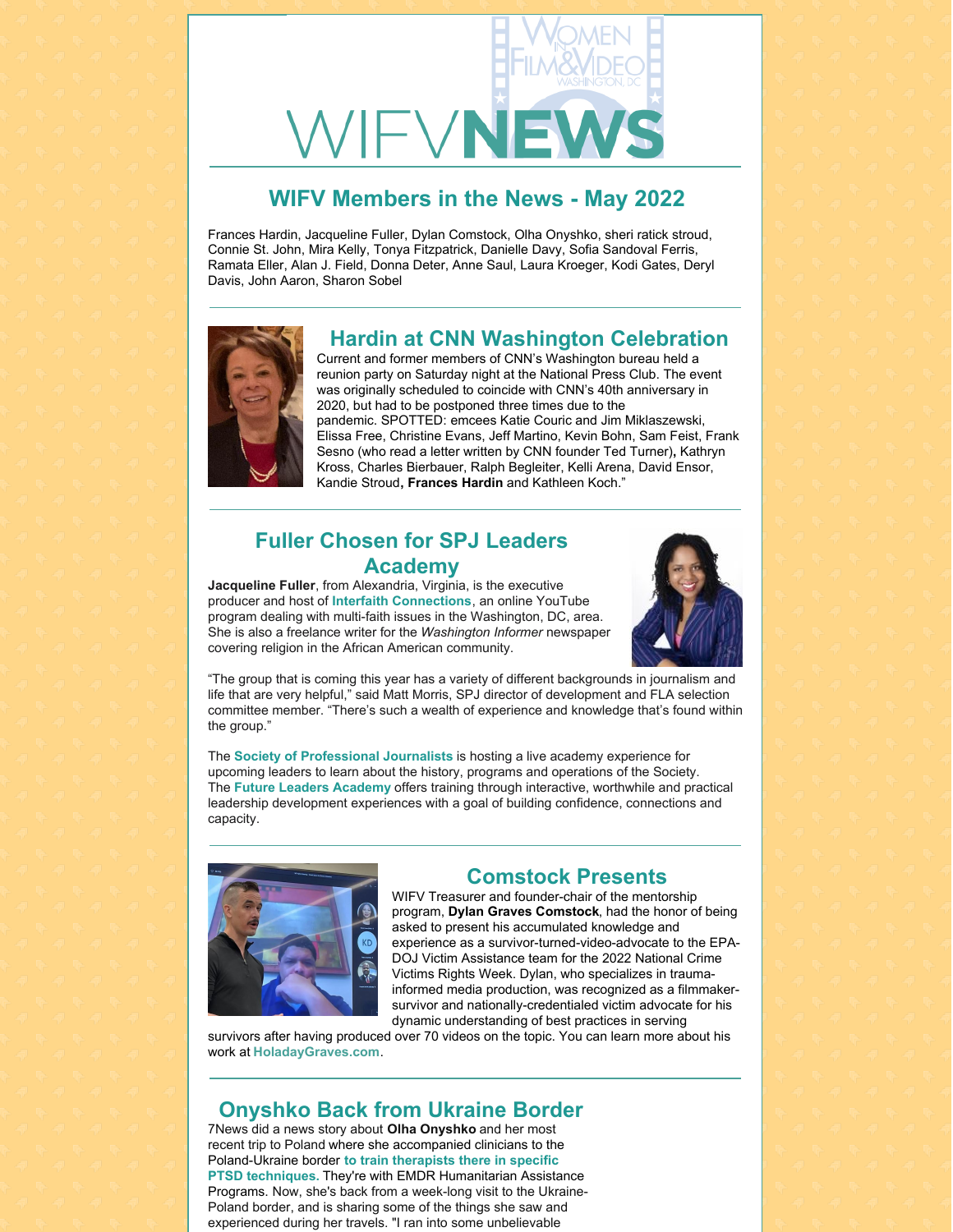# WIFVNEWS

## WIFV Members in the News - May 2022

Frances Hardin, Jacqueline Fuller, Dylan Comstock, Olha Onyshko, sheri ratick stroud, Connie St. John, Mira Kelly, Tonya Fitzpatrick, Danielle Davy, Sofia Sandoval Ferris, Ramata Eller, Alan J. Field, Donna Deter, Anne Saul, Laura Kroeger, Kodi Gates, Deryl Davis, John Aaron, Sharon Sobel

### Hardin at CNN Washington Celebration

Current and former members of CNN's Washington bureau held a reunion party on Saturday night at the National Press Club. The event was originally scheduled to coincide with CNN's 40th anniversary in 2020, but had to be postponed three times due to the pandemic. SPOTTED: emcees Katie Couric and Jim Miklaszewski, Elissa Free, Christine Evans, Jeff Martino, Kevin Bohn, Sam Feist, Frank Sesno (who read a letter written by CNN founder Ted Turner)**,** Kathryn Kross, Charles Bierbauer, Ralph Begleiter, Kelli Arena, David Ensor, Kandie Stroud**, Frances Hardin** and Kathleen Koch."

### Fuller Chosen for SPJ Leaders Academy

**Jacqueline Fuller**, from Alexandria, Virginia, is the executive producer and host of **Interfaith Connections**, an online YouTube program dealing with multi-faith issues in the Washington, DC, area. She is also a freelance writer for the *Washington Informer* newspaper covering religion in the African American community.

"The group that is coming this year has a variety of different backgrounds in journalism and life that are very helpful," said Matt Morris, SPJ director of development and FLA selection committee member. "There's such a wealth of experience and knowledge that's found within the group."

The **Society of Professional Journalists** is hosting a live academy experience for upcoming leaders to learn about the history, programs and operations of the Society. The **Future Leaders Academy** offers training through interactive, worthwhile and practical leadership development experiences with a goal of building confidence, connections and capacity.

### Comstock Presents

WIFV Treasurer and founder-chair of the mentorship program, **Dylan Graves Comstock**, had the honor of being asked to present his accumulated knowledge and experience as a survivor-turned-video-advocate to the EPA-DOJ Victim Assistance team for the 2022 National Crime Victims Rights Week. Dylan, who specializes in trauma-informed media production, was recognized as a filmmaker-survivor and nationally-credentialed victim advocate for his dynamic understanding of best practices in serving survivors after having produced over 70 videos on the topic. You can learn more about his work at **HoladayGraves.com**.

### Onyshko Back from Ukraine Border

7News did a news story about **Olha Onyshko** and her most recent trip to Poland where she accompanied clinicians to the Poland-Ukraine border **to train therapists there in specific PTSD techniques.** They're with EMDR Humanitarian Assistance Programs. Now, she's back from a week-long visit to the Ukraine-Poland border, and is sharing some of the things she saw and experienced during her travels. "I ran into some unbelievable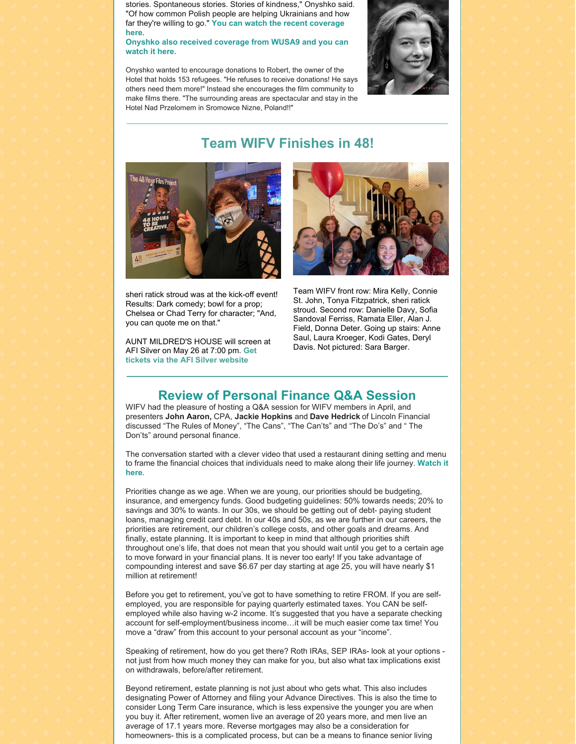stories. Spontaneous stories. Stories of kindness," Onyshko said. "Of how common Polish people are helping Ukrainians and how far they're willing to go." **You can watch the recent coverage here**.

**Onyshko also received coverage from WUSA9 and you can watch it here**.

Onyshko wanted to encourage donations to Robert, the owner of the Hotel that holds 153 refugees. "He refuses to receive donations! He says others need them more!" Instead she encourages the film community to make films there. "The surrounding areas are spectacular and stay in the Hotel Nad Przelomem in Sromowce Nizne, Poland!!"

## Team WIFV Finishes in 48!

sheri ratick stroud was at the kick-off event! Results: Dark comedy; bowl for a prop; Chelsea or Chad Terry for character; "And, you can quote me on that."

AUNT MILDRED'S HOUSE will screen at AFI Silver on May 26 at 7:00 pm. **Get tickets via the AFI Silver website**

Team WIFV front row: Mira Kelly, Connie St. John, Tonya Fitzpatrick, sheri ratick stroud. Second row: Danielle Davy, Sofia Sandoval Ferriss, Ramata Eller, Alan J. Field, Donna Deter. Going up stairs: Anne Saul, Laura Kroeger, Kodi Gates, Deryl Davis. Not pictured: Sara Barger.

## Review of Personal Finance Q&A Session

WIFV had the pleasure of hosting a Q&A session for WIFV members in April, and presenters **John Aaron,** CPA, **Jackie Hopkins** and **Dave Hedrick** of Lincoln Financial discussed "The Rules of Money", "The Cans", "The Can'ts" and "The Do's" and " The Don'ts" around personal finance.

The conversation started with a clever video that used a restaurant dining setting and menu to frame the financial choices that individuals need to make along their life journey. **Watch it here**.

Priorities change as we age. When we are young, our priorities should be budgeting, insurance, and emergency funds. Good budgeting guidelines: 50% towards needs; 20% to savings and 30% to wants. In our 30s, we should be getting out of debt- paying student loans, managing credit card debt. In our 40s and 50s, as we are further in our careers, the priorities are retirement, our children's college costs, and other goals and dreams. And finally, estate planning. It is important to keep in mind that although priorities shift throughout one's life, that does not mean that you should wait until you get to a certain age to move forward in your financial plans. It is never too early! If you take advantage of compounding interest and save $6.67 per day starting at age 25, you will have nearly $1 million at retirement!

Before you get to retirement, you've got to have something to retire FROM. If you are self-employed, you are responsible for paying quarterly estimated taxes. You CAN be self-employed while also having w-2 income. It's suggested that you have a separate checking account for self-employment/business income…it will be much easier come tax time! You move a "draw" from this account to your personal account as your "income".

Speaking of retirement, how do you get there? Roth IRAs, SEP IRAs- look at your options - not just from how much money they can make for you, but also what tax implications exist on withdrawals, before/after retirement.

Beyond retirement, estate planning is not just about who gets what. This also includes designating Power of Attorney and filing your Advance Directives. This is also the time to consider Long Term Care insurance, which is less expensive the younger you are when you buy it. After retirement, women live an average of 20 years more, and men live an average of 17.1 years more. Reverse mortgages may also be a consideration for homeowners- this is a complicated process, but can be a means to finance senior living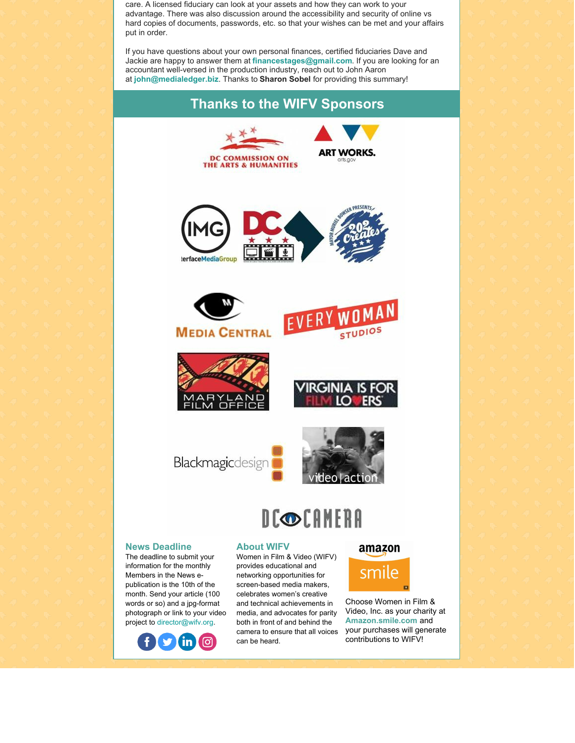care. A licensed fiduciary can look at your assets and how they can work to your advantage. There was also discussion around the accessibility and security of online vs hard copies of documents, passwords, etc. so that your wishes can be met and your affairs put in order.

If you have questions about your own personal finances, certified fiduciaries Dave and Jackie are happy to answer them at **financestages@gmail.com**. If you are looking for an accountant well-versed in the production industry, reach out to John Aaron at **john@medialedger.biz**. Thanks to **Sharon Sobel** for providing this summary!

## Thanks to the WIFV Sponsors

### News Deadline

The deadline to submit your information for the monthly Members in the News e-publication is the 10th of the month. Send your article (100 words or so) and a jpg-format photograph or link to your video project to director@wifv.org.

### About WIFV

Women in Film & Video (WIFV) provides educational and networking opportunities for screen-based media makers, celebrates women's creative and technical achievements in media, and advocates for parity both in front of and behind the camera to ensure that all voices can be heard.

Choose Women in Film & Video, Inc. as your charity at **Amazon.smile.com** and your purchases will generate contributions to WIFV!